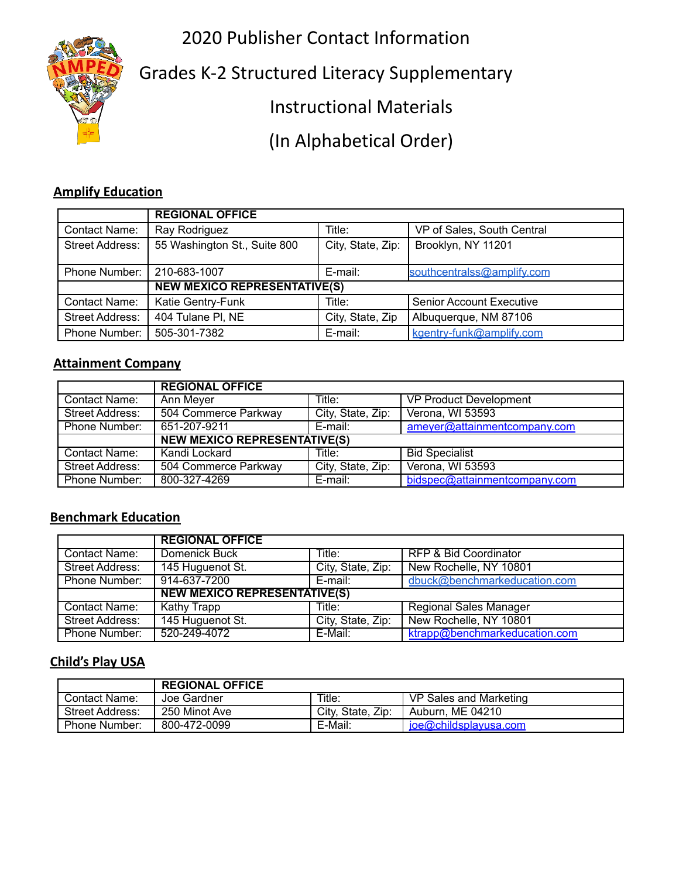# 2020 Publisher Contact Information

# Grades K-2 Structured Literacy Supplementary Instructional Materials

# (In Alphabetical Order)

## Amplify Education

| | REGIONAL OFFICE | | |
|---|---|---|---|
| Contact Name: | Ray Rodriguez | Title: | VP of Sales, South Central |
| Street Address: | 55 Washington St., Suite 800 | City, State, Zip: | Brooklyn, NY 11201 |
| Phone Number: | 210-683-1007 | E-mail: | southcentralss@amplify.com |
| | **NEW MEXICO REPRESENTATIVE(S)** | | |
| Contact Name: | Katie Gentry-Funk | Title: | Senior Account Executive |
| Street Address: | 404 Tulane Pl, NE | City, State, Zip | Albuquerque, NM 87106 |
| Phone Number: | 505-301-7382 | E-mail: | kgentry-funk@amplify.com |

## Attainment Company

| | REGIONAL OFFICE | | |
|---|---|---|---|
| Contact Name: | Ann Meyer | Title: | VP Product Development |
| Street Address: | 504 Commerce Parkway | City, State, Zip: | Verona, WI 53593 |
| Phone Number: | 651-207-9211 | E-mail: | ameyer@attainmentcompany.com |
| | **NEW MEXICO REPRESENTATIVE(S)** | | |
| Contact Name: | Kandi Lockard | Title: | Bid Specialist |
| Street Address: | 504 Commerce Parkway | City, State, Zip: | Verona, WI 53593 |
| Phone Number: | 800-327-4269 | E-mail: | bidspec@attainmentcompany.com |

## Benchmark Education

| | REGIONAL OFFICE | | |
|---|---|---|---|
| Contact Name: | Domenick Buck | Title: | RFP & Bid Coordinator |
| Street Address: | 145 Huguenot St. | City, State, Zip: | New Rochelle, NY 10801 |
| Phone Number: | 914-637-7200 | E-mail: | dbuck@benchmarkeducation.com |
| | **NEW MEXICO REPRESENTATIVE(S)** | | |
| Contact Name: | Kathy Trapp | Title: | Regional Sales Manager |
| Street Address: | 145 Huguenot St. | City, State, Zip: | New Rochelle, NY 10801 |
| Phone Number: | 520-249-4072 | E-Mail: | ktrapp@benchmarkeducation.com |

## Child's Play USA

| | REGIONAL OFFICE | | |
|---|---|---|---|
| Contact Name: | Joe Gardner | Title: | VP Sales and Marketing |
| Street Address: | 250 Minot Ave | City, State, Zip: | Auburn, ME 04210 |
| Phone Number: | 800-472-0099 | E-Mail: | joe@childsplayusa.com |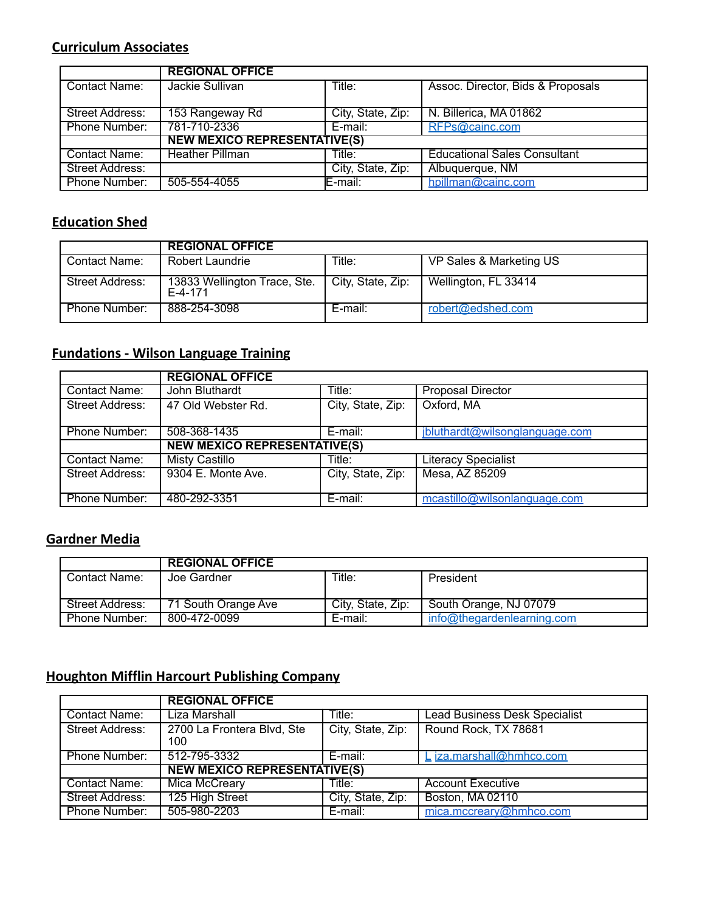## Curriculum Associates

| | REGIONAL OFFICE | | |
|---|---|---|---|
| Contact Name: | Jackie Sullivan | Title: | Assoc. Director, Bids & Proposals |
| Street Address: | 153 Rangeway Rd | City, State, Zip: | N. Billerica, MA 01862 |
| Phone Number: | 781-710-2336 | E-mail: | RFPs@cainc.com |
| | **NEW MEXICO REPRESENTATIVE(S)** | | |
| Contact Name: | Heather Pillman | Title: | Educational Sales Consultant |
| Street Address: | | City, State, Zip: | Albuquerque, NM |
| Phone Number: | 505-554-4055 | E-mail: | hpillman@cainc.com |

## Education Shed

| | REGIONAL OFFICE | | |
|---|---|---|---|
| Contact Name: | Robert Laundrie | Title: | VP Sales & Marketing US |
| Street Address: | 13833 Wellington Trace, Ste. E-4-171 | City, State, Zip: | Wellington, FL 33414 |
| Phone Number: | 888-254-3098 | E-mail: | robert@edshed.com |

## Fundations - Wilson Language Training

| | REGIONAL OFFICE | | |
|---|---|---|---|
| Contact Name: | John Bluthardt | Title: | Proposal Director |
| Street Address: | 47 Old Webster Rd. | City, State, Zip: | Oxford, MA |
| Phone Number: | 508-368-1435 | E-mail: | jbluthardt@wilsonglanguage.com |
| | **NEW MEXICO REPRESENTATIVE(S)** | | |
| Contact Name: | Misty Castillo | Title: | Literacy Specialist |
| Street Address: | 9304 E. Monte Ave. | City, State, Zip: | Mesa, AZ 85209 |
| Phone Number: | 480-292-3351 | E-mail: | mcastillo@wilsonlanguage.com |

## Gardner Media

| | REGIONAL OFFICE | | |
|---|---|---|---|
| Contact Name: | Joe Gardner | Title: | President |
| Street Address: | 71 South Orange Ave | City, State, Zip: | South Orange, NJ 07079 |
| Phone Number: | 800-472-0099 | E-mail: | info@thegardenlearning.com |

## Houghton Mifflin Harcourt Publishing Company

| | REGIONAL OFFICE | | |
|---|---|---|---|
| Contact Name: | Liza Marshall | Title: | Lead Business Desk Specialist |
| Street Address: | 2700 La Frontera Blvd, Ste 100 | City, State, Zip: | Round Rock, TX 78681 |
| Phone Number: | 512-795-3332 | E-mail: | L iza.marshall@hmhco.com |
| | **NEW MEXICO REPRESENTATIVE(S)** | | |
| Contact Name: | Mica McCreary | Title: | Account Executive |
| Street Address: | 125 High Street | City, State, Zip: | Boston, MA 02110 |
| Phone Number: | 505-980-2203 | E-mail: | mica.mccreary@hmhco.com |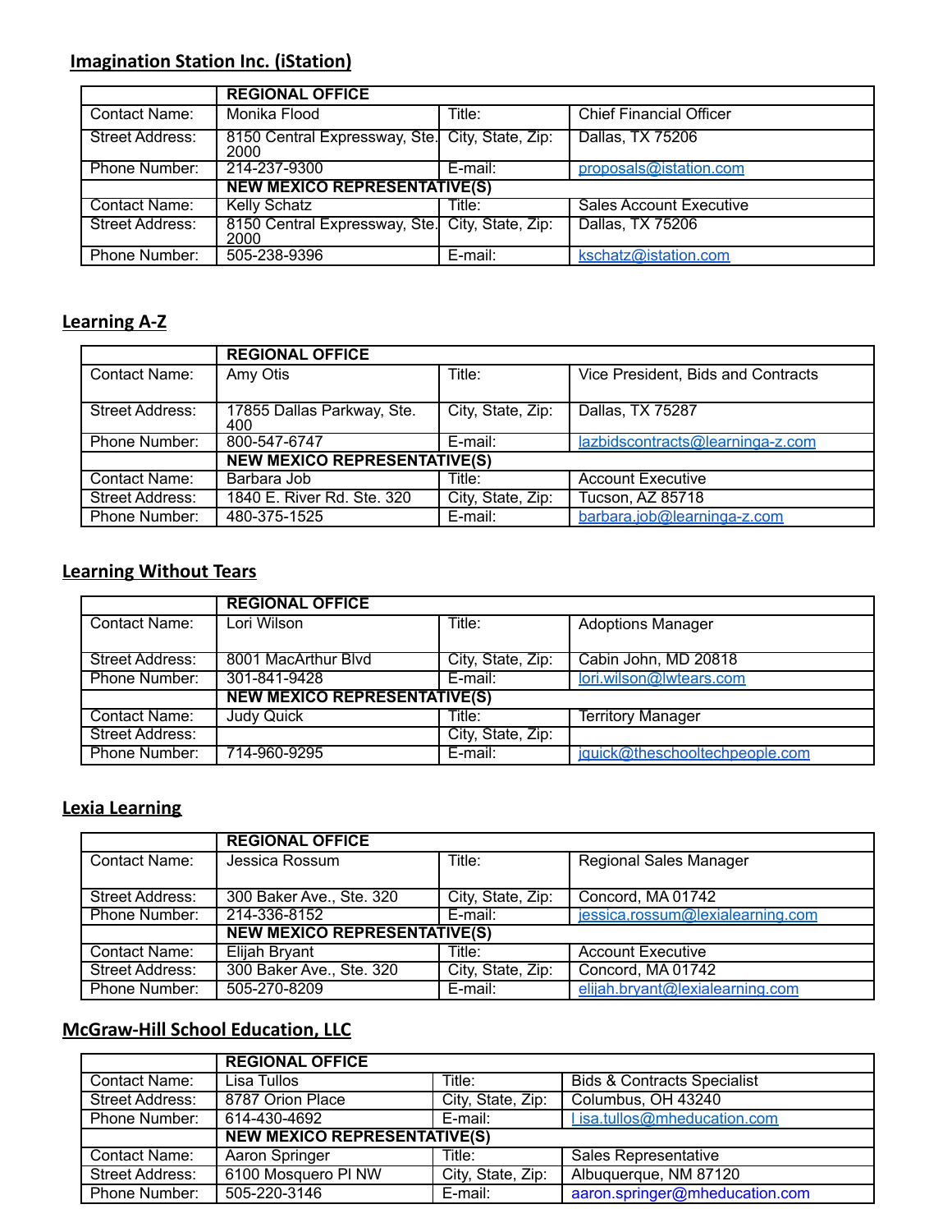## Imagination Station Inc. (iStation)

| | REGIONAL OFFICE | | |
|---|---|---|---|
| Contact Name: | Monika Flood | Title: | Chief Financial Officer |
| Street Address: | 8150 Central Expressway, Ste. 2000 | City, State, Zip: | Dallas, TX 75206 |
| Phone Number: | 214-237-9300 | E-mail: | proposals@istation.com |
| | NEW MEXICO REPRESENTATIVE(S) | | |
| Contact Name: | Kelly Schatz | Title: | Sales Account Executive |
| Street Address: | 8150 Central Expressway, Ste. 2000 | City, State, Zip: | Dallas, TX 75206 |
| Phone Number: | 505-238-9396 | E-mail: | kschatz@istation.com |

## Learning A-Z

| | REGIONAL OFFICE | | |
|---|---|---|---|
| Contact Name: | Amy Otis | Title: | Vice President, Bids and Contracts |
| Street Address: | 17855 Dallas Parkway, Ste. 400 | City, State, Zip: | Dallas, TX 75287 |
| Phone Number: | 800-547-6747 | E-mail: | lazbidscontracts@learninga-z.com |
| | NEW MEXICO REPRESENTATIVE(S) | | |
| Contact Name: | Barbara Job | Title: | Account Executive |
| Street Address: | 1840 E. River Rd. Ste. 320 | City, State, Zip: | Tucson, AZ 85718 |
| Phone Number: | 480-375-1525 | E-mail: | barbara.job@learninga-z.com |

## Learning Without Tears

| | REGIONAL OFFICE | | |
|---|---|---|---|
| Contact Name: | Lori Wilson | Title: | Adoptions Manager |
| Street Address: | 8001 MacArthur Blvd | City, State, Zip: | Cabin John, MD 20818 |
| Phone Number: | 301-841-9428 | E-mail: | lori.wilson@lwtears.com |
| | NEW MEXICO REPRESENTATIVE(S) | | |
| Contact Name: | Judy Quick | Title: | Territory Manager |
| Street Address: | | City, State, Zip: | |
| Phone Number: | 714-960-9295 | E-mail: | jquick@theschooltechpeople.com |

## Lexia Learning

| | REGIONAL OFFICE | | |
|---|---|---|---|
| Contact Name: | Jessica Rossum | Title: | Regional Sales Manager |
| Street Address: | 300 Baker Ave., Ste. 320 | City, State, Zip: | Concord, MA 01742 |
| Phone Number: | 214-336-8152 | E-mail: | jessica.rossum@lexialearning.com |
| | NEW MEXICO REPRESENTATIVE(S) | | |
| Contact Name: | Elijah Bryant | Title: | Account Executive |
| Street Address: | 300 Baker Ave., Ste. 320 | City, State, Zip: | Concord, MA 01742 |
| Phone Number: | 505-270-8209 | E-mail: | elijah.bryant@lexialearning.com |

## McGraw-Hill School Education, LLC

| | REGIONAL OFFICE | | |
|---|---|---|---|
| Contact Name: | Lisa Tullos | Title: | Bids & Contracts Specialist |
| Street Address: | 8787 Orion Place | City, State, Zip: | Columbus, OH 43240 |
| Phone Number: | 614-430-4692 | E-mail: | l isa.tullos@mheducation.com |
| | NEW MEXICO REPRESENTATIVE(S) | | |
| Contact Name: | Aaron Springer | Title: | Sales Representative |
| Street Address: | 6100 Mosquero Pl NW | City, State, Zip: | Albuquerque, NM 87120 |
| Phone Number: | 505-220-3146 | E-mail: | aaron.springer@mheducation.com |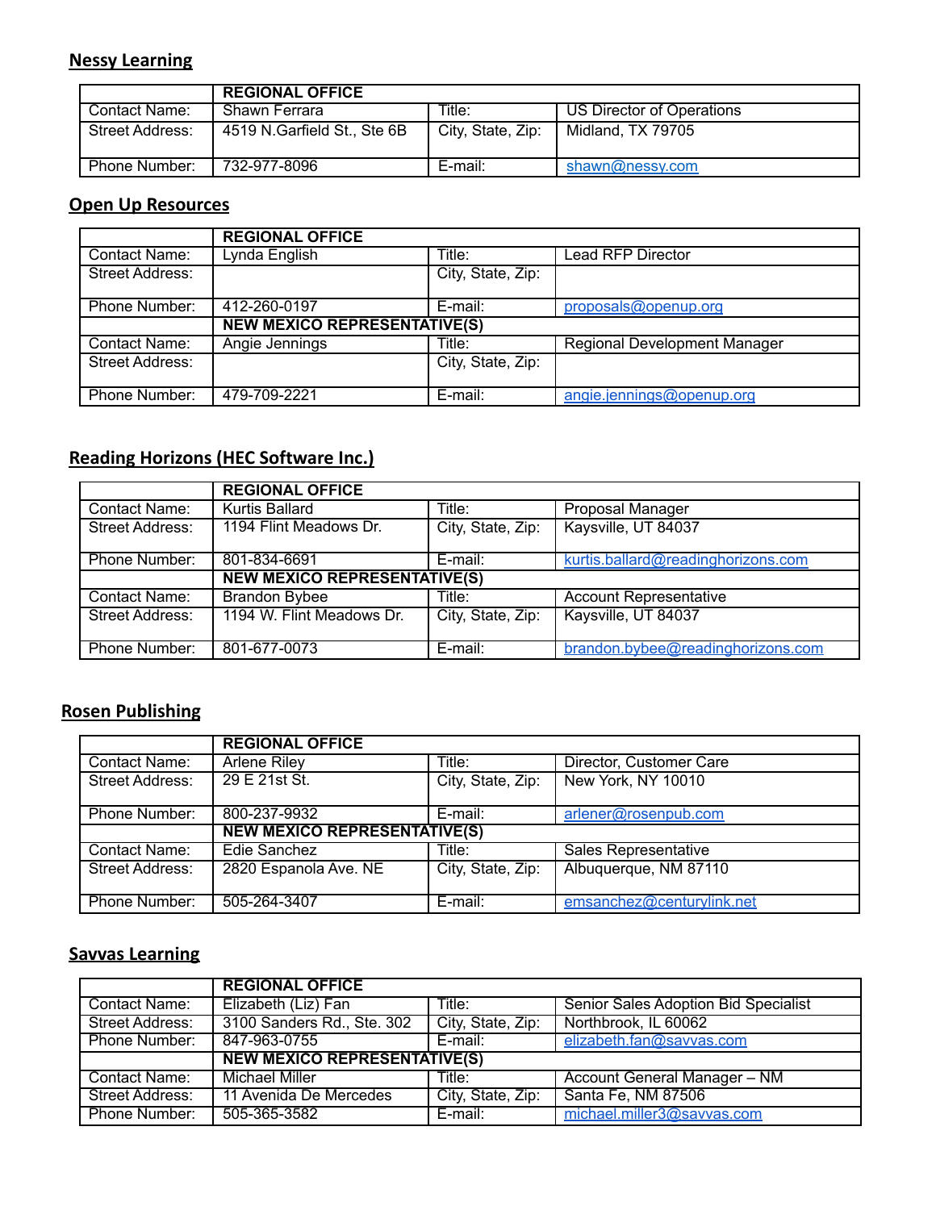## Nessy Learning

| | REGIONAL OFFICE | | |
|---|---|---|---|
| Contact Name: | Shawn Ferrara | Title: | US Director of Operations |
| Street Address: | 4519 N.Garfield St., Ste 6B | City, State, Zip: | Midland, TX 79705 |
| Phone Number: | 732-977-8096 | E-mail: | shawn@nessy.com |

## Open Up Resources

| | REGIONAL OFFICE | | |
|---|---|---|---|
| Contact Name: | Lynda English | Title: | Lead RFP Director |
| Street Address: | | City, State, Zip: | |
| Phone Number: | 412-260-0197 | E-mail: | proposals@openup.org |
| | NEW MEXICO REPRESENTATIVE(S) | | |
| Contact Name: | Angie Jennings | Title: | Regional Development Manager |
| Street Address: | | City, State, Zip: | |
| Phone Number: | 479-709-2221 | E-mail: | angie.jennings@openup.org |

## Reading Horizons (HEC Software Inc.)

| | REGIONAL OFFICE | | |
|---|---|---|---|
| Contact Name: | Kurtis Ballard | Title: | Proposal Manager |
| Street Address: | 1194 Flint Meadows Dr. | City, State, Zip: | Kaysville, UT 84037 |
| Phone Number: | 801-834-6691 | E-mail: | kurtis.ballard@readinghorizons.com |
| | NEW MEXICO REPRESENTATIVE(S) | | |
| Contact Name: | Brandon Bybee | Title: | Account Representative |
| Street Address: | 1194 W. Flint Meadows Dr. | City, State, Zip: | Kaysville, UT 84037 |
| Phone Number: | 801-677-0073 | E-mail: | brandon.bybee@readinghorizons.com |

## Rosen Publishing

| | REGIONAL OFFICE | | |
|---|---|---|---|
| Contact Name: | Arlene Riley | Title: | Director, Customer Care |
| Street Address: | 29 E 21st St. | City, State, Zip: | New York, NY 10010 |
| Phone Number: | 800-237-9932 | E-mail: | arlener@rosenpub.com |
| | NEW MEXICO REPRESENTATIVE(S) | | |
| Contact Name: | Edie Sanchez | Title: | Sales Representative |
| Street Address: | 2820 Espanola Ave. NE | City, State, Zip: | Albuquerque, NM 87110 |
| Phone Number: | 505-264-3407 | E-mail: | emsanchez@centurylink.net |

## Savvas Learning

| | REGIONAL OFFICE | | |
|---|---|---|---|
| Contact Name: | Elizabeth (Liz) Fan | Title: | Senior Sales Adoption Bid Specialist |
| Street Address: | 3100 Sanders Rd., Ste. 302 | City, State, Zip: | Northbrook, IL 60062 |
| Phone Number: | 847-963-0755 | E-mail: | elizabeth.fan@savvas.com |
| | NEW MEXICO REPRESENTATIVE(S) | | |
| Contact Name: | Michael Miller | Title: | Account General Manager – NM |
| Street Address: | 11 Avenida De Mercedes | City, State, Zip: | Santa Fe, NM 87506 |
| Phone Number: | 505-365-3582 | E-mail: | michael.miller3@savvas.com |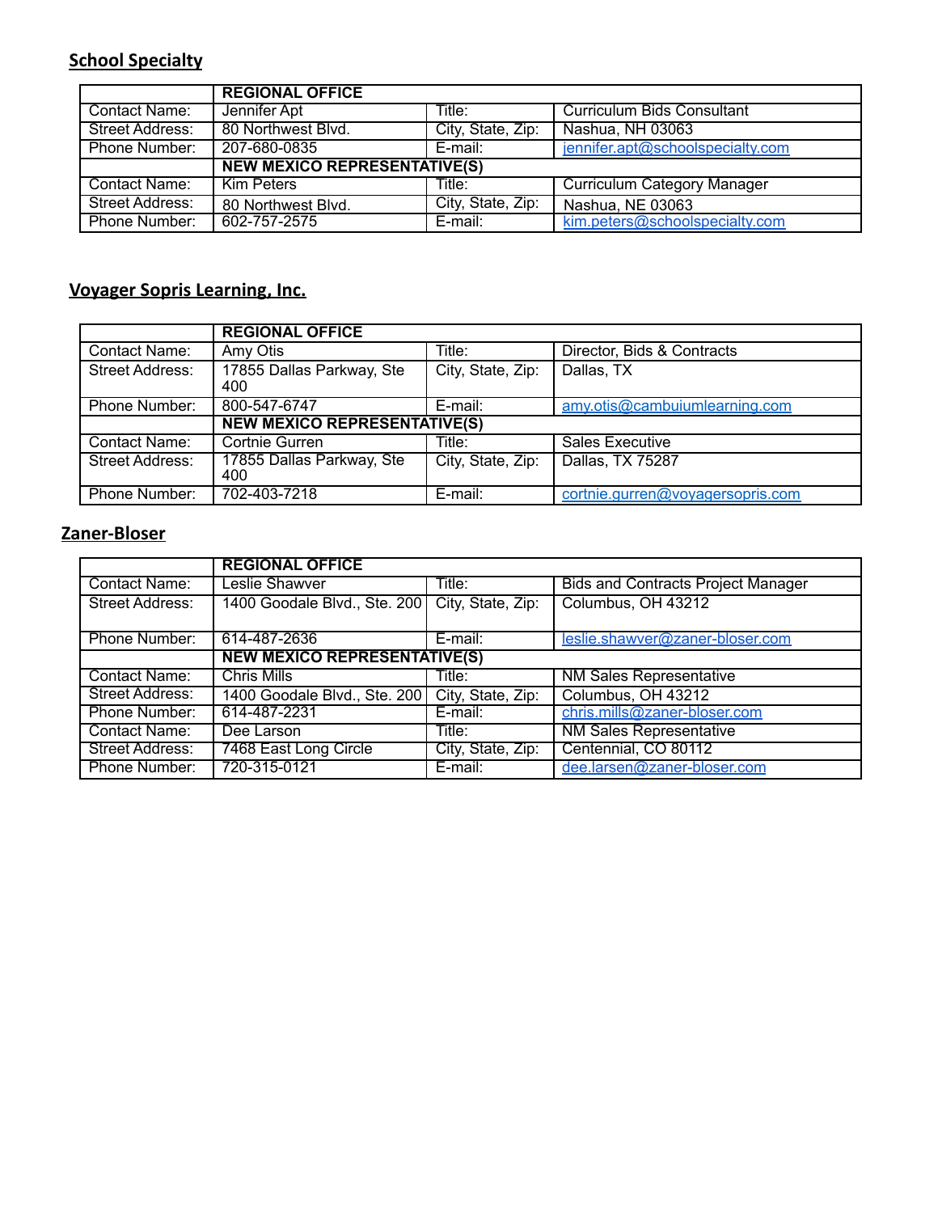## School Specialty

| | | | |
|---|---|---|---|
| | **REGIONAL OFFICE** | | |
| Contact Name: | Jennifer Apt | Title: | Curriculum Bids Consultant |
| Street Address: | 80 Northwest Blvd. | City, State, Zip: | Nashua, NH 03063 |
| Phone Number: | 207-680-0835 | E-mail: | jennifer.apt@schoolspecialty.com |
| | **NEW MEXICO REPRESENTATIVE(S)** | | |
| Contact Name: | Kim Peters | Title: | Curriculum Category Manager |
| Street Address: | 80 Northwest Blvd. | City, State, Zip: | Nashua, NE 03063 |
| Phone Number: | 602-757-2575 | E-mail: | kim.peters@schoolspecialty.com |

## Voyager Sopris Learning, Inc.

| | | | |
|---|---|---|---|
| | **REGIONAL OFFICE** | | |
| Contact Name: | Amy Otis | Title: | Director, Bids & Contracts |
| Street Address: | 17855 Dallas Parkway, Ste 400 | City, State, Zip: | Dallas, TX |
| Phone Number: | 800-547-6747 | E-mail: | amy.otis@cambuiumlearning.com |
| | **NEW MEXICO REPRESENTATIVE(S)** | | |
| Contact Name: | Cortnie Gurren | Title: | Sales Executive |
| Street Address: | 17855 Dallas Parkway, Ste 400 | City, State, Zip: | Dallas, TX 75287 |
| Phone Number: | 702-403-7218 | E-mail: | cortnie.gurren@voyagersopris.com |

## Zaner-Bloser

| | | | |
|---|---|---|---|
| | **REGIONAL OFFICE** | | |
| Contact Name: | Leslie Shawver | Title: | Bids and Contracts Project Manager |
| Street Address: | 1400 Goodale Blvd., Ste. 200 | City, State, Zip: | Columbus, OH 43212 |
| Phone Number: | 614-487-2636 | E-mail: | leslie.shawver@zaner-bloser.com |
| | **NEW MEXICO REPRESENTATIVE(S)** | | |
| Contact Name: | Chris Mills | Title: | NM Sales Representative |
| Street Address: | 1400 Goodale Blvd., Ste. 200 | City, State, Zip: | Columbus, OH 43212 |
| Phone Number: | 614-487-2231 | E-mail: | chris.mills@zaner-bloser.com |
| Contact Name: | Dee Larson | Title: | NM Sales Representative |
| Street Address: | 7468 East Long Circle | City, State, Zip: | Centennial, CO 80112 |
| Phone Number: | 720-315-0121 | E-mail: | dee.larsen@zaner-bloser.com |